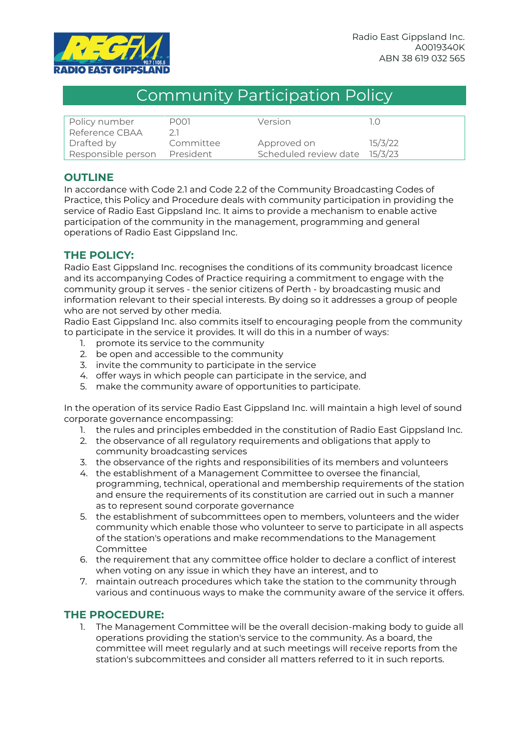Radio East Gippsland Inc.
A0019340K
ABN 38 619 032 565

# Community Participation Policy

| Policy number | P001 | Version | 1.0 |
|---|---|---|---|
| Reference CBAA | 2.1 | | |
| Drafted by | Committee | Approved on | 15/3/22 |
| Responsible person | President | Scheduled review date | 15/3/23 |

## OUTLINE

In accordance with Code 2.1 and Code 2.2 of the Community Broadcasting Codes of Practice, this Policy and Procedure deals with community participation in providing the service of Radio East Gippsland Inc. It aims to provide a mechanism to enable active participation of the community in the management, programming and general operations of Radio East Gippsland Inc.

## THE POLICY:

Radio East Gippsland Inc. recognises the conditions of its community broadcast licence and its accompanying Codes of Practice requiring a commitment to engage with the community group it serves - the senior citizens of Perth - by broadcasting music and information relevant to their special interests. By doing so it addresses a group of people who are not served by other media.

Radio East Gippsland Inc. also commits itself to encouraging people from the community to participate in the service it provides. It will do this in a number of ways:

1. promote its service to the community
2. be open and accessible to the community
3. invite the community to participate in the service
4. offer ways in which people can participate in the service, and
5. make the community aware of opportunities to participate.

In the operation of its service Radio East Gippsland Inc. will maintain a high level of sound corporate governance encompassing:

1. the rules and principles embedded in the constitution of Radio East Gippsland Inc.
2. the observance of all regulatory requirements and obligations that apply to community broadcasting services
3. the observance of the rights and responsibilities of its members and volunteers
4. the establishment of a Management Committee to oversee the financial, programming, technical, operational and membership requirements of the station and ensure the requirements of its constitution are carried out in such a manner as to represent sound corporate governance
5. the establishment of subcommittees open to members, volunteers and the wider community which enable those who volunteer to serve to participate in all aspects of the station's operations and make recommendations to the Management Committee
6. the requirement that any committee office holder to declare a conflict of interest when voting on any issue in which they have an interest, and to
7. maintain outreach procedures which take the station to the community through various and continuous ways to make the community aware of the service it offers.

## THE PROCEDURE:

1. The Management Committee will be the overall decision-making body to guide all operations providing the station's service to the community. As a board, the committee will meet regularly and at such meetings will receive reports from the station's subcommittees and consider all matters referred to it in such reports.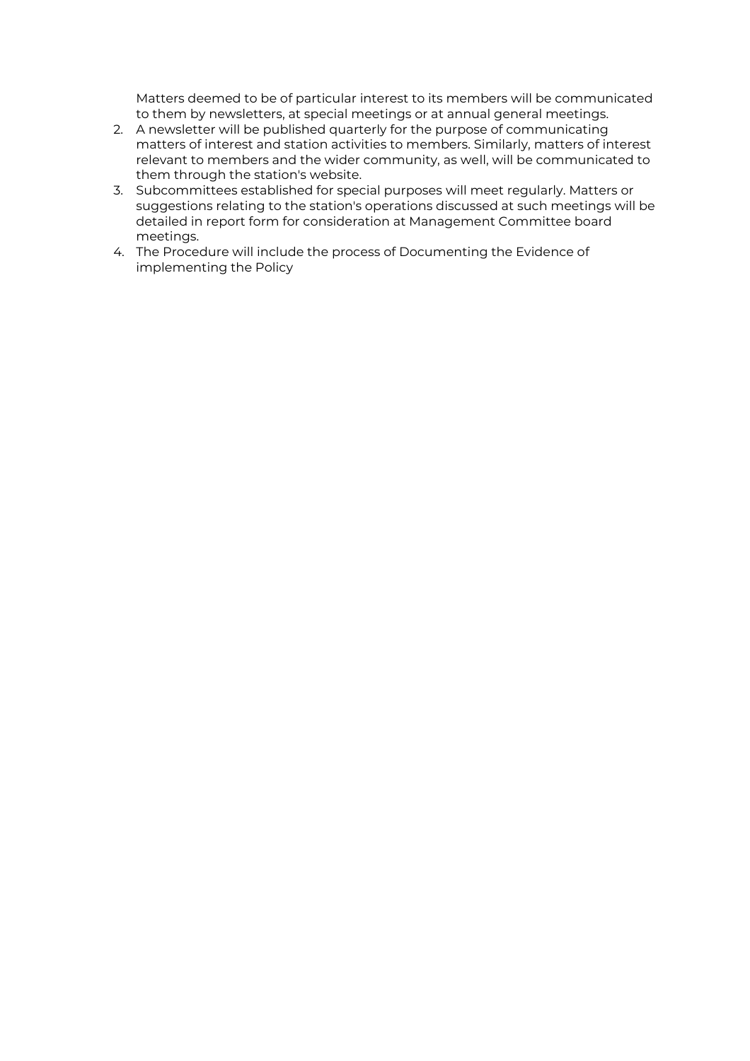Matters deemed to be of particular interest to its members will be communicated to them by newsletters, at special meetings or at annual general meetings.

2. A newsletter will be published quarterly for the purpose of communicating matters of interest and station activities to members. Similarly, matters of interest relevant to members and the wider community, as well, will be communicated to them through the station's website.
3. Subcommittees established for special purposes will meet regularly. Matters or suggestions relating to the station's operations discussed at such meetings will be detailed in report form for consideration at Management Committee board meetings.
4. The Procedure will include the process of Documenting the Evidence of implementing the Policy